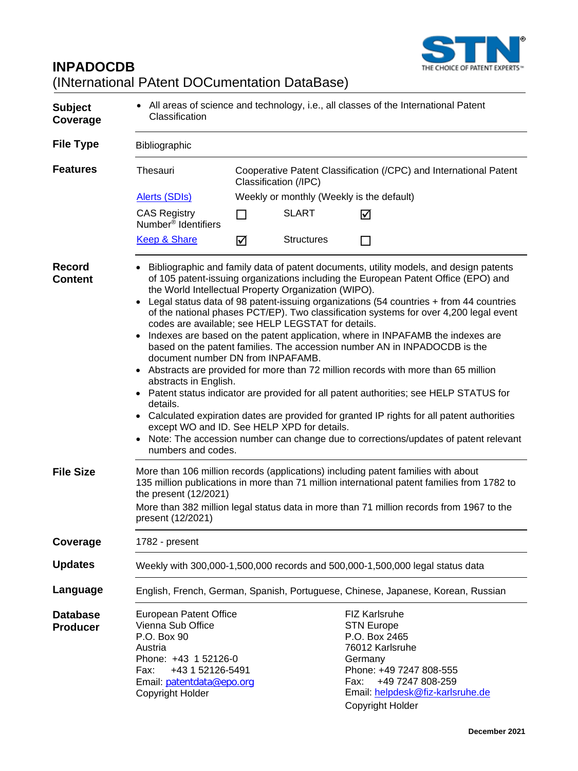# INPADOCDB

(INternational PAtent DOCumentation DataBase)

**Subject Coverage**

- All areas of science and technology, i.e., all classes of the International Patent Classification

**File Type**

Bibliographic

**Features**

| | | | |
|---|---|---|---|
| Thesauri | Cooperative Patent Classification (/CPC) and International Patent Classification (/IPC) | | |
| Alerts (SDIs) | Weekly or monthly (Weekly is the default) | | |
| CAS Registry Number® Identifiers | ☐ | SLART | ☑ |
| Keep & Share | ☑ | Structures | ☐ |

**Record Content**

- Bibliographic and family data of patent documents, utility models, and design patents of 105 patent-issuing organizations including the European Patent Office (EPO) and the World Intellectual Property Organization (WIPO).
- Legal status data of 98 patent-issuing organizations (54 countries + from 44 countries of the national phases PCT/EP). Two classification systems for over 4,200 legal event codes are available; see HELP LEGSTAT for details.
- Indexes are based on the patent application, where in INPAFAMB the indexes are based on the patent families. The accession number AN in INPADOCDB is the document number DN from INPAFAMB.
- Abstracts are provided for more than 72 million records with more than 65 million abstracts in English.
- Patent status indicator are provided for all patent authorities; see HELP STATUS for details.
- Calculated expiration dates are provided for granted IP rights for all patent authorities except WO and ID. See HELP XPD for details.
- Note: The accession number can change due to corrections/updates of patent relevant numbers and codes.

**File Size**

More than 106 million records (applications) including patent families with about 135 million publications in more than 71 million international patent families from 1782 to the present (12/2021)

More than 382 million legal status data in more than 71 million records from 1967 to the present (12/2021)

**Coverage**

1782 - present

**Updates**

Weekly with 300,000-1,500,000 records and 500,000-1,500,000 legal status data

**Language**

English, French, German, Spanish, Portuguese, Chinese, Japanese, Korean, Russian

**Database Producer**

European Patent Office
Vienna Sub Office
P.O. Box 90
Austria
Phone: +43 1 52126-0
Fax: +43 1 52126-5491
Email: patentdata@epo.org
Copyright Holder

FIZ Karlsruhe
STN Europe
P.O. Box 2465
76012 Karlsruhe
Germany
Phone: +49 7247 808-555
Fax: +49 7247 808-259
Email: helpdesk@fiz-karlsruhe.de
Copyright Holder

December 2021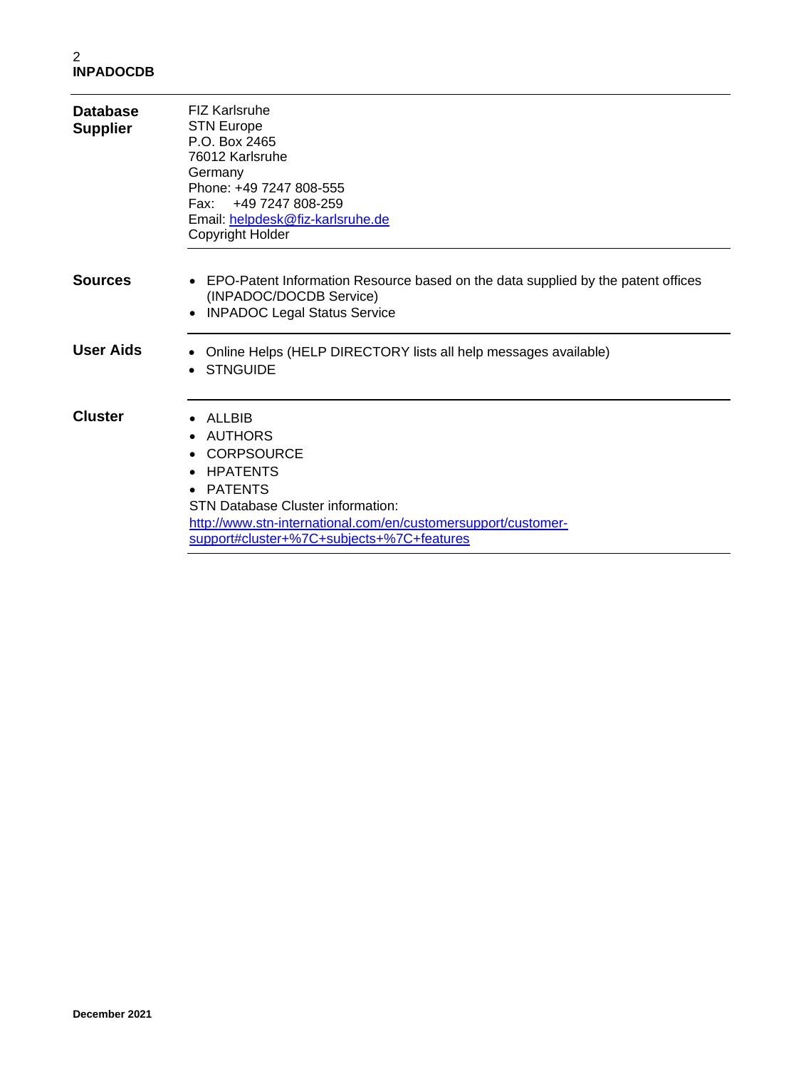| | |
|---|---|
| **Database Supplier** | FIZ Karlsruhe<br>STN Europe<br>P.O. Box 2465<br>76012 Karlsruhe<br>Germany<br>Phone: +49 7247 808-555<br>Fax: +49 7247 808-259<br>Email: helpdesk@fiz-karlsruhe.de<br>Copyright Holder |
| **Sources** | • EPO-Patent Information Resource based on the data supplied by the patent offices (INPADOC/DOCDB Service)<br>• INPADOC Legal Status Service |
| **User Aids** | • Online Helps (HELP DIRECTORY lists all help messages available)<br>• STNGUIDE |
| **Cluster** | • ALLBIB<br>• AUTHORS<br>• CORPSOURCE<br>• HPATENTS<br>• PATENTS<br>STN Database Cluster information:<br>http://www.stn-international.com/en/customersupport/customer-support#cluster+%7C+subjects+%7C+features |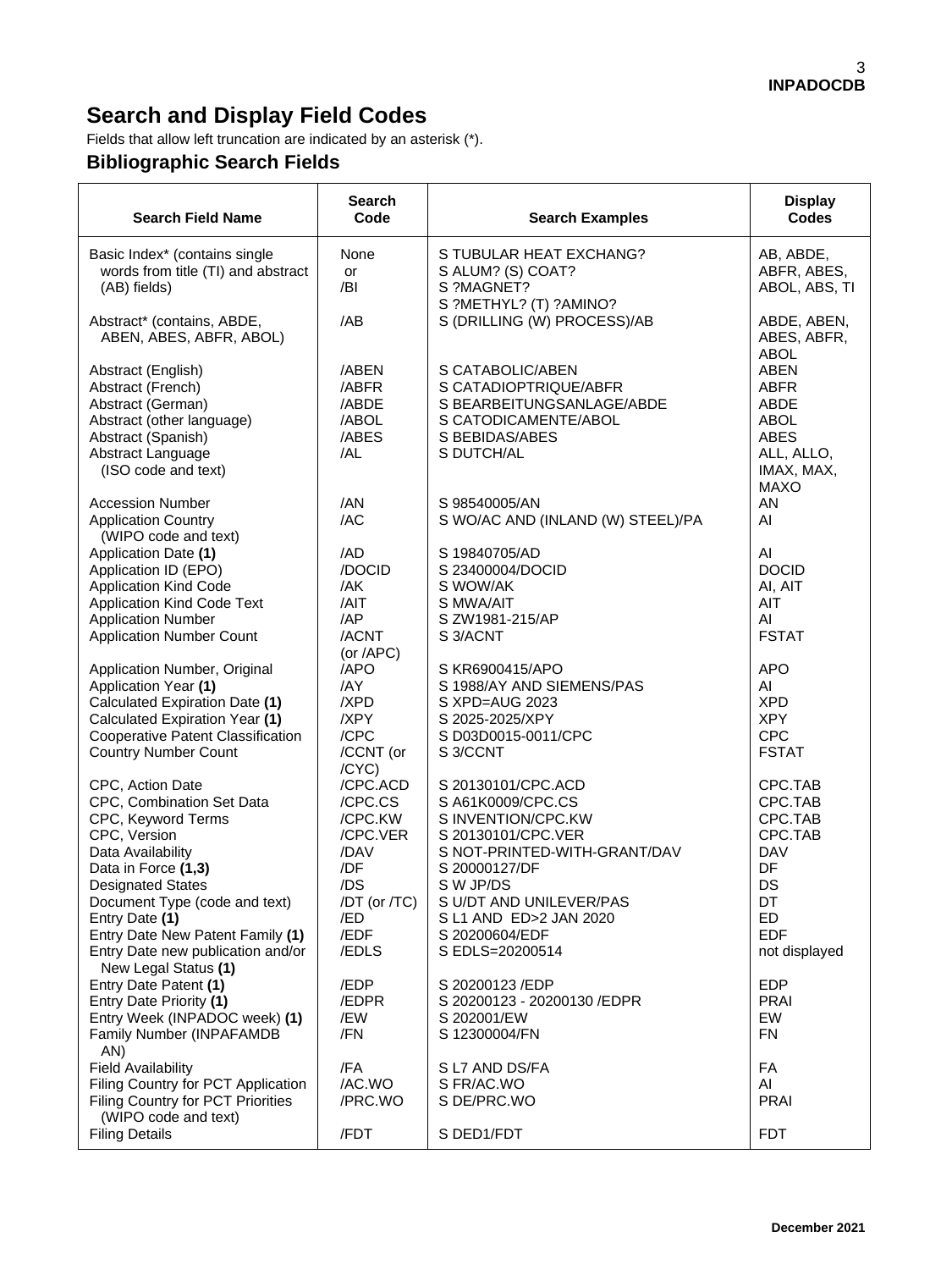# Search and Display Field Codes

Fields that allow left truncation are indicated by an asterisk (*).

## Bibliographic Search Fields

| Search Field Name | Search Code | Search Examples | Display Codes |
|---|---|---|---|
| Basic Index* (contains single words from title (TI) and abstract (AB) fields) | None or /BI | S TUBULAR HEAT EXCHANG? S ALUM? (S) COAT? S ?MAGNET? S ?METHYL? (T) ?AMINO? | AB, ABDE, ABFR, ABES, ABOL, ABS, TI |
| Abstract* (contains, ABDE, ABEN, ABES, ABFR, ABOL) | /AB | S (DRILLING (W) PROCESS)/AB | ABDE, ABEN, ABES, ABFR, ABOL |
| Abstract (English) | /ABEN | S CATABOLIC/ABEN | ABEN |
| Abstract (French) | /ABFR | S CATADIOPTRIQUE/ABFR | ABFR |
| Abstract (German) | /ABDE | S BEARBEITUNGSANLAGE/ABDE | ABDE |
| Abstract (other language) | /ABOL | S CATODICAMENTE/ABOL | ABOL |
| Abstract (Spanish) | /ABES | S BEBIDAS/ABES | ABES |
| Abstract Language (ISO code and text) | /AL | S DUTCH/AL | ALL, ALLO, IMAX, MAX, MAXO |
| Accession Number | /AN | S 98540005/AN | AN |
| Application Country (WIPO code and text) | /AC | S WO/AC AND (INLAND (W) STEEL)/PA | AI |
| Application Date **(1)** | /AD | S 19840705/AD | AI |
| Application ID (EPO) | /DOCID | S 23400004/DOCID | DOCID |
| Application Kind Code | /AK | S WOW/AK | AI, AIT |
| Application Kind Code Text | /AIT | S MWA/AIT | AIT |
| Application Number | /AP | S ZW1981-215/AP | AI |
| Application Number Count | /ACNT (or /APC) | S 3/ACNT | FSTAT |
| Application Number, Original | /APO | S KR6900415/APO | APO |
| Application Year **(1)** | /AY | S 1988/AY AND SIEMENS/PAS | AI |
| Calculated Expiration Date **(1)** | /XPD | S XPD=AUG 2023 | XPD |
| Calculated Expiration Year **(1)** | /XPY | S 2025-2025/XPY | XPY |
| Cooperative Patent Classification | /CPC | S D03D0015-0011/CPC | CPC |
| Country Number Count | /CCNT (or /CYC) | S 3/CCNT | FSTAT |
| CPC, Action Date | /CPC.ACD | S 20130101/CPC.ACD | CPC.TAB |
| CPC, Combination Set Data | /CPC.CS | S A61K0009/CPC.CS | CPC.TAB |
| CPC, Keyword Terms | /CPC.KW | S INVENTION/CPC.KW | CPC.TAB |
| CPC, Version | /CPC.VER | S 20130101/CPC.VER | CPC.TAB |
| Data Availability | /DAV | S NOT-PRINTED-WITH-GRANT/DAV | DAV |
| Data in Force **(1,3)** | /DF | S 20000127/DF | DF |
| Designated States | /DS | S W JP/DS | DS |
| Document Type (code and text) | /DT (or /TC) | S U/DT AND UNILEVER/PAS | DT |
| Entry Date **(1)** | /ED | S L1 AND ED>2 JAN 2020 | ED |
| Entry Date New Patent Family **(1)** | /EDF | S 20200604/EDF | EDF |
| Entry Date new publication and/or New Legal Status **(1)** | /EDLS | S EDLS=20200514 | not displayed |
| Entry Date Patent **(1)** | /EDP | S 20200123 /EDP | EDP |
| Entry Date Priority **(1)** | /EDPR | S 20200123 - 20200130 /EDPR | PRAI |
| Entry Week (INPADOC week) **(1)** | /EW | S 202001/EW | EW |
| Family Number (INPAFAMDB AN) | /FN | S 12300004/FN | FN |
| Field Availability | /FA | S L7 AND DS/FA | FA |
| Filing Country for PCT Application | /AC.WO | S FR/AC.WO | AI |
| Filing Country for PCT Priorities (WIPO code and text) | /PRC.WO | S DE/PRC.WO | PRAI |
| Filing Details | /FDT | S DED1/FDT | FDT |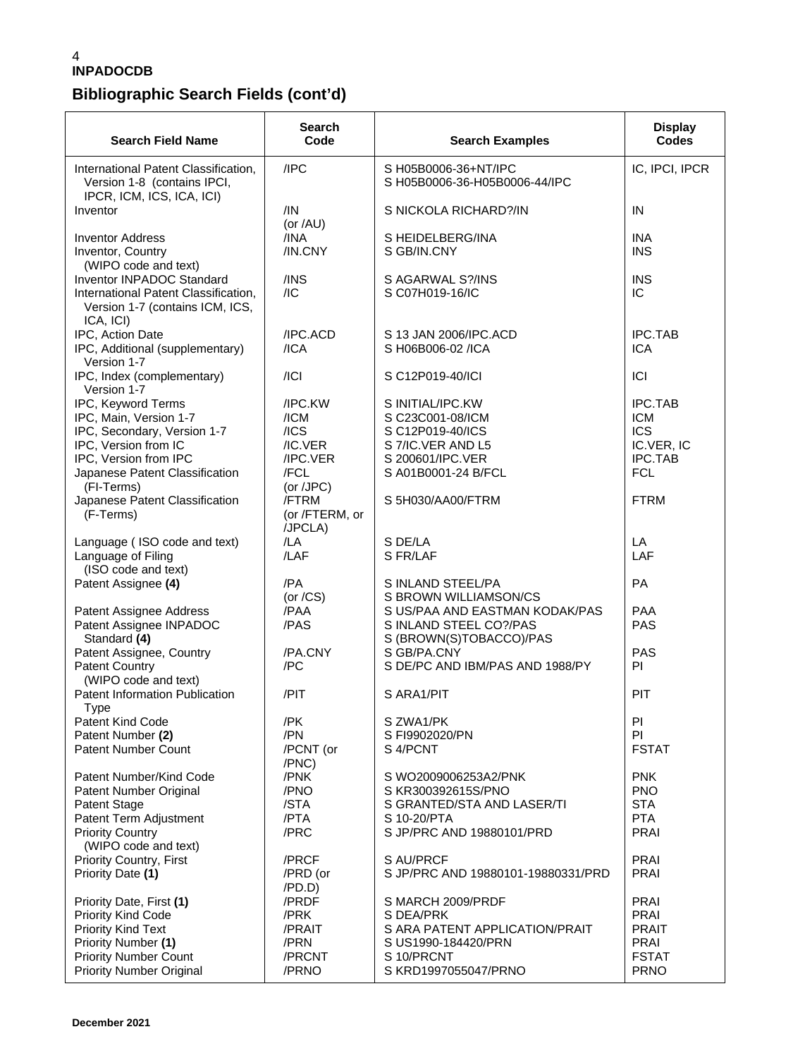# Bibliographic Search Fields (cont'd)

| Search Field Name | Search Code | Search Examples | Display Codes |
|---|---|---|---|
| International Patent Classification, Version 1-8 (contains IPCI, IPCR, ICM, ICS, ICA, ICI) | /IPC | S H05B0006-36+NT/IPC<br>S H05B0006-36-H05B0006-44/IPC | IC, IPCI, IPCR |
| Inventor | /IN (or /AU) | S NICKOLA RICHARD?/IN | IN |
| Inventor Address | /INA | S HEIDELBERG/INA | INA |
| Inventor, Country (WIPO code and text) | /IN.CNY | S GB/IN.CNY | INS |
| Inventor INPADOC Standard | /INS | S AGARWAL S?/INS | INS |
| International Patent Classification, Version 1-7 (contains ICM, ICS, ICA, ICI) | /IC | S C07H019-16/IC | IC |
| IPC, Action Date | /IPC.ACD | S 13 JAN 2006/IPC.ACD | IPC.TAB |
| IPC, Additional (supplementary) Version 1-7 | /ICA | S H06B006-02 /ICA | ICA |
| IPC, Index (complementary) Version 1-7 | /ICI | S C12P019-40/ICI | ICI |
| IPC, Keyword Terms | /IPC.KW | S INITIAL/IPC.KW | IPC.TAB |
| IPC, Main, Version 1-7 | /ICM | S C23C001-08/ICM | ICM |
| IPC, Secondary, Version 1-7 | /ICS | S C12P019-40/ICS | ICS |
| IPC, Version from IC | /IC.VER | S 7/IC.VER AND L5 | IC.VER, IC |
| IPC, Version from IPC | /IPC.VER | S 200601/IPC.VER | IPC.TAB |
| Japanese Patent Classification (FI-Terms) | /FCL (or /JPC) | S A01B0001-24 B/FCL | FCL |
| Japanese Patent Classification (F-Terms) | /FTRM (or /FTERM, or /JPCLA) | S 5H030/AA00/FTRM | FTRM |
| Language ( ISO code and text) | /LA | S DE/LA | LA |
| Language of Filing (ISO code and text) | /LAF | S FR/LAF | LAF |
| Patent Assignee **(4)** | /PA (or /CS) | S INLAND STEEL/PA<br>S BROWN WILLIAMSON/CS | PA |
| Patent Assignee Address | /PAA | S US/PAA AND EASTMAN KODAK/PAS | PAA |
| Patent Assignee INPADOC Standard **(4)** | /PAS | S INLAND STEEL CO?/PAS<br>S (BROWN(S)TOBACCO)/PAS | PAS |
| Patent Assignee, Country | /PA.CNY | S GB/PA.CNY | PAS |
| Patent Country (WIPO code and text) | /PC | S DE/PC AND IBM/PAS AND 1988/PY | PI |
| Patent Information Publication Type | /PIT | S ARA1/PIT | PIT |
| Patent Kind Code | /PK | S ZWA1/PK | PI |
| Patent Number **(2)** | /PN | S FI9902020/PN | PI |
| Patent Number Count | /PCNT (or /PNC) | S 4/PCNT | FSTAT |
| Patent Number/Kind Code | /PNK | S WO2009006253A2/PNK | PNK |
| Patent Number Original | /PNO | S KR300392615S/PNO | PNO |
| Patent Stage | /STA | S GRANTED/STA AND LASER/TI | STA |
| Patent Term Adjustment | /PTA | S 10-20/PTA | PTA |
| Priority Country (WIPO code and text) | /PRC | S JP/PRC AND 19880101/PRD | PRAI |
| Priority Country, First | /PRCF | S AU/PRCF | PRAI |
| Priority Date **(1)** | /PRD (or /PD.D) | S JP/PRC AND 19880101-19880331/PRD | PRAI |
| Priority Date, First **(1)** | /PRDF | S MARCH 2009/PRDF | PRAI |
| Priority Kind Code | /PRK | S DEA/PRK | PRAI |
| Priority Kind Text | /PRAIT | S ARA PATENT APPLICATION/PRAIT | PRAIT |
| Priority Number **(1)** | /PRN | S US1990-184420/PRN | PRAI |
| Priority Number Count | /PRCNT | S 10/PRCNT | FSTAT |
| Priority Number Original | /PRNO | S KRD1997055047/PRNO | PRNO |

December 2021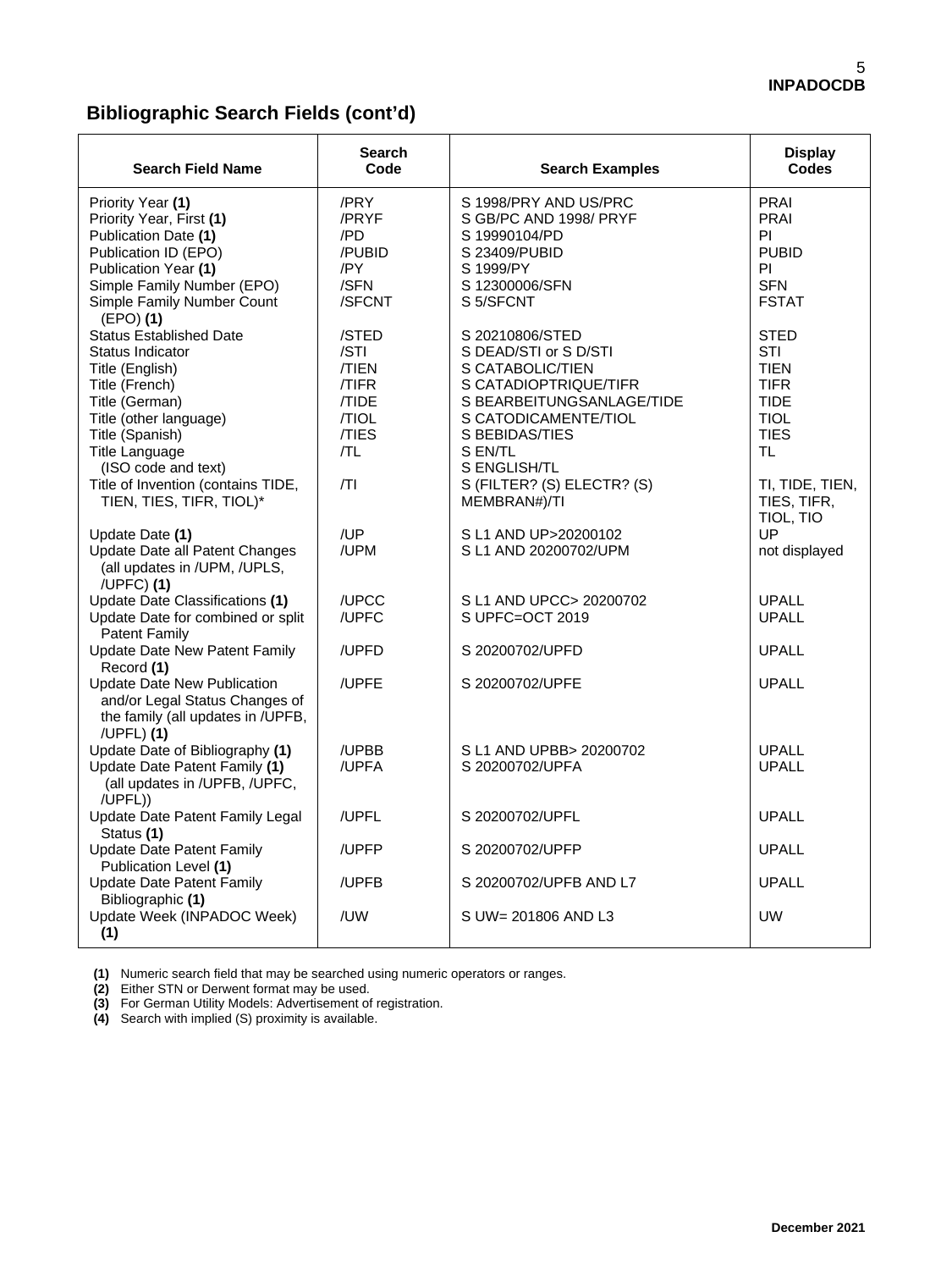## Bibliographic Search Fields (cont'd)

| Search Field Name | Search Code | Search Examples | Display Codes |
|---|---|---|---|
| Priority Year **(1)** | /PRY | S 1998/PRY AND US/PRC | PRAI |
| Priority Year, First **(1)** | /PRYF | S GB/PC AND 1998/ PRYF | PRAI |
| Publication Date **(1)** | /PD | S 19990104/PD | PI |
| Publication ID (EPO) | /PUBID | S 23409/PUBID | PUBID |
| Publication Year **(1)** | /PY | S 1999/PY | PI |
| Simple Family Number (EPO) | /SFN | S 12300006/SFN | SFN |
| Simple Family Number Count (EPO) **(1)** | /SFCNT | S 5/SFCNT | FSTAT |
| Status Established Date | /STED | S 20210806/STED | STED |
| Status Indicator | /STI | S DEAD/STI or S D/STI | STI |
| Title (English) | /TIEN | S CATABOLIC/TIEN | TIEN |
| Title (French) | /TIFR | S CATADIOPTRIQUE/TIFR | TIFR |
| Title (German) | /TIDE | S BEARBEITUNGSANLAGE/TIDE | TIDE |
| Title (other language) | /TIOL | S CATODICAMENTE/TIOL | TIOL |
| Title (Spanish) | /TIES | S BEBIDAS/TIES | TIES |
| Title Language (ISO code and text) | /TL | S EN/TL<br>S ENGLISH/TL | TL |
| Title of Invention (contains TIDE, TIEN, TIES, TIFR, TIOL)* | /TI | S (FILTER? (S) ELECTR? (S) MEMBRAN#)/TI | TI, TIDE, TIEN, TIES, TIFR, TIOL, TIO |
| Update Date **(1)** | /UP | S L1 AND UP>20200102 | UP |
| Update Date all Patent Changes (all updates in /UPM, /UPLS, /UPFC) **(1)** | /UPM | S L1 AND 20200702/UPM | not displayed |
| Update Date Classifications **(1)** | /UPCC | S L1 AND UPCC> 20200702 | UPALL |
| Update Date for combined or split Patent Family | /UPFC | S UPFC=OCT 2019 | UPALL |
| Update Date New Patent Family Record **(1)** | /UPFD | S 20200702/UPFD | UPALL |
| Update Date New Publication and/or Legal Status Changes of the family (all updates in /UPFB, /UPFL) **(1)** | /UPFE | S 20200702/UPFE | UPALL |
| Update Date of Bibliography **(1)** | /UPBB | S L1 AND UPBB> 20200702 | UPALL |
| Update Date Patent Family **(1)** (all updates in /UPFB, /UPFC, /UPFL)) | /UPFA | S 20200702/UPFA | UPALL |
| Update Date Patent Family Legal Status **(1)** | /UPFL | S 20200702/UPFL | UPALL |
| Update Date Patent Family Publication Level **(1)** | /UPFP | S 20200702/UPFP | UPALL |
| Update Date Patent Family Bibliographic **(1)** | /UPFB | S 20200702/UPFB AND L7 | UPALL |
| Update Week (INPADOC Week) **(1)** | /UW | S UW= 201806 AND L3 | UW |

**(1)** Numeric search field that may be searched using numeric operators or ranges.
**(2)** Either STN or Derwent format may be used.
**(3)** For German Utility Models: Advertisement of registration.
**(4)** Search with implied (S) proximity is available.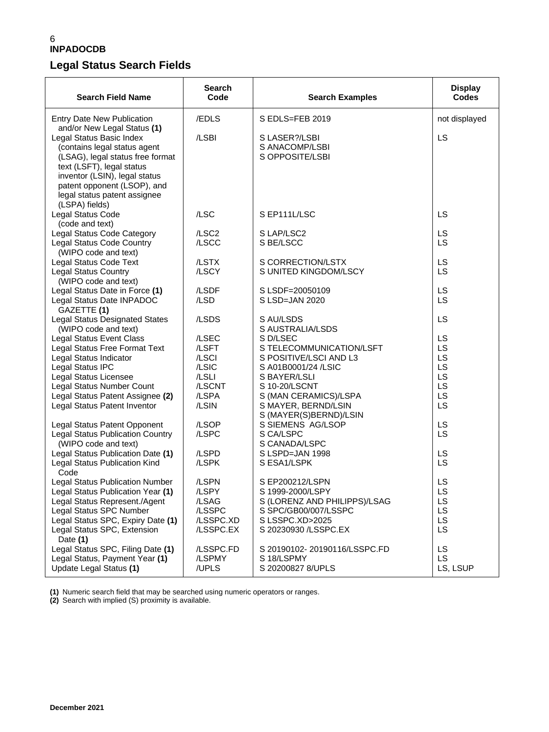# INPADOCDB

## Legal Status Search Fields

| Search Field Name | Search Code | Search Examples | Display Codes |
|---|---|---|---|
| Entry Date New Publication and/or New Legal Status **(1)** | /EDLS | S EDLS=FEB 2019 | not displayed |
| Legal Status Basic Index (contains legal status agent (LSAG), legal status free format text (LSFT), legal status inventor (LSIN), legal status patent opponent (LSOP), and legal status patent assignee (LSPA) fields) | /LSBI | S LASER?/LSBI<br>S ANACOMP/LSBI<br>S OPPOSITE/LSBI | LS |
| Legal Status Code (code and text) | /LSC | S EP111L/LSC | LS |
| Legal Status Code Category | /LSC2 | S LAP/LSC2 | LS |
| Legal Status Code Country (WIPO code and text) | /LSCC | S BE/LSCC | LS |
| Legal Status Code Text | /LSTX | S CORRECTION/LSTX | LS |
| Legal Status Country (WIPO code and text) | /LSCY | S UNITED KINGDOM/LSCY | LS |
| Legal Status Date in Force **(1)** | /LSDF | S LSDF=20050109 | LS |
| Legal Status Date INPADOC GAZETTE **(1)** | /LSD | S LSD=JAN 2020 | LS |
| Legal Status Designated States (WIPO code and text) | /LSDS | S AU/LSDS<br>S AUSTRALIA/LSDS | LS |
| Legal Status Event Class | /LSEC | S D/LSEC | LS |
| Legal Status Free Format Text | /LSFT | S TELECOMMUNICATION/LSFT | LS |
| Legal Status Indicator | /LSCI | S POSITIVE/LSCI AND L3 | LS |
| Legal Status IPC | /LSIC | S A01B0001/24 /LSIC | LS |
| Legal Status Licensee | /LSLI | S BAYER/LSLI | LS |
| Legal Status Number Count | /LSCNT | S 10-20/LSCNT | LS |
| Legal Status Patent Assignee **(2)** | /LSPA | S (MAN CERAMICS)/LSPA | LS |
| Legal Status Patent Inventor | /LSIN | S MAYER, BERND/LSIN<br>S (MAYER(S)BERND)/LSIN | LS |
| Legal Status Patent Opponent | /LSOP | S SIEMENS AG/LSOP | LS |
| Legal Status Publication Country (WIPO code and text) | /LSPC | S CA/LSPC<br>S CANADA/LSPC | LS |
| Legal Status Publication Date **(1)** | /LSPD | S LSPD=JAN 1998 | LS |
| Legal Status Publication Kind Code | /LSPK | S ESA1/LSPK | LS |
| Legal Status Publication Number | /LSPN | S EP200212/LSPN | LS |
| Legal Status Publication Year **(1)** | /LSPY | S 1999-2000/LSPY | LS |
| Legal Status Represent./Agent | /LSAG | S (LORENZ AND PHILIPPS)/LSAG | LS |
| Legal Status SPC Number | /LSSPC | S SPC/GB00/007/LSSPC | LS |
| Legal Status SPC, Expiry Date **(1)** | /LSSPC.XD | S LSSPC.XD>2025 | LS |
| Legal Status SPC, Extension Date **(1)** | /LSSPC.EX | S 20230930 /LSSPC.EX | LS |
| Legal Status SPC, Filing Date **(1)** | /LSSPC.FD | S 20190102- 20190116/LSSPC.FD | LS |
| Legal Status, Payment Year **(1)** | /LSPMY | S 18/LSPMY | LS |
| Update Legal Status **(1)** | /UPLS | S 20200827 8/UPLS | LS, LSUP |

**(1)** Numeric search field that may be searched using numeric operators or ranges.
**(2)** Search with implied (S) proximity is available.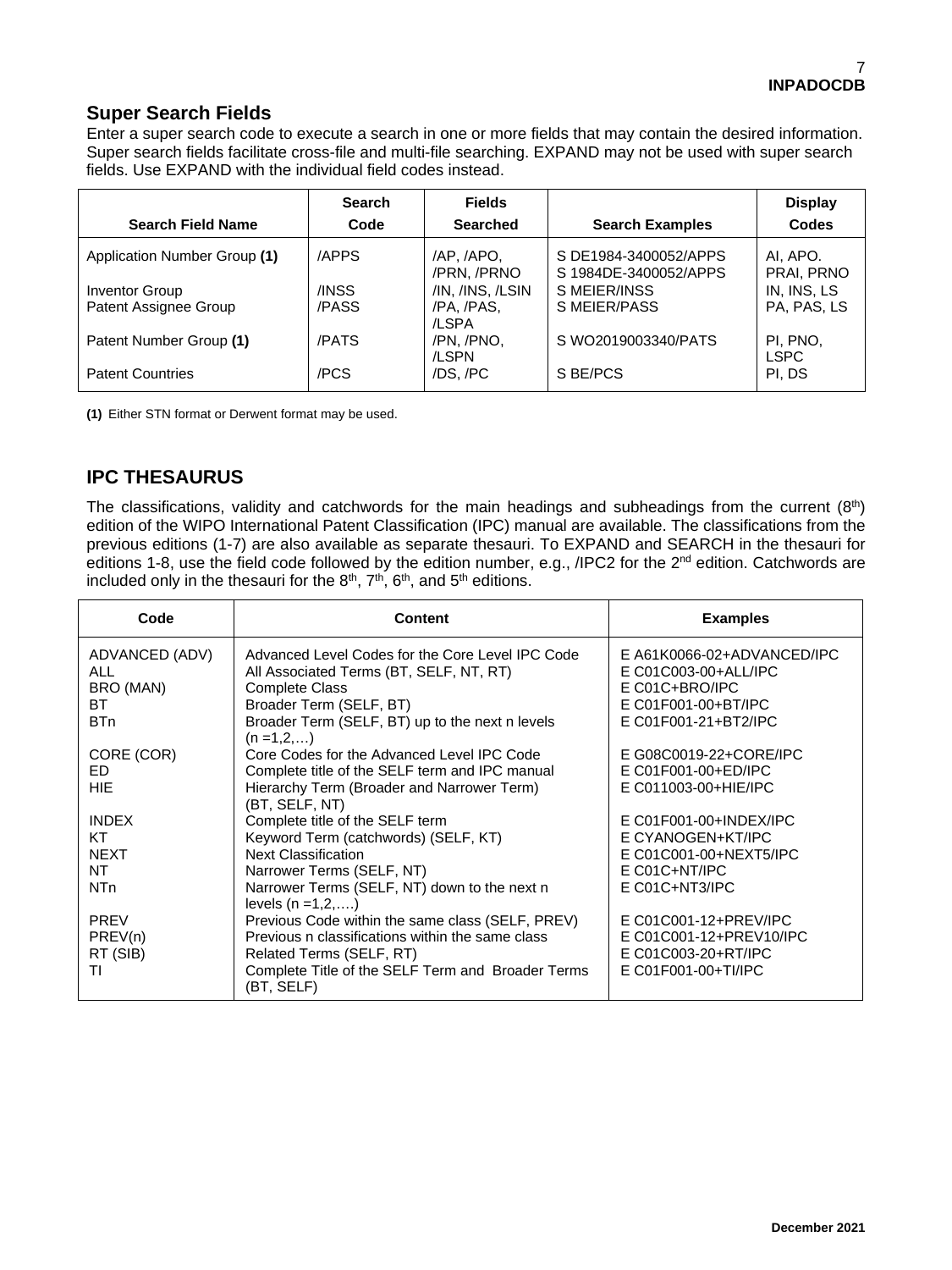## Super Search Fields

Enter a super search code to execute a search in one or more fields that may contain the desired information. Super search fields facilitate cross-file and multi-file searching. EXPAND may not be used with super search fields. Use EXPAND with the individual field codes instead.

| Search Field Name | Search Code | Fields Searched | Search Examples | Display Codes |
|---|---|---|---|---|
| Application Number Group **(1)** | /APPS | /AP, /APO, /PRN, /PRNO | S DE1984-3400052/APPS<br>S 1984DE-3400052/APPS | AI, APO. PRAI, PRNO |
| Inventor Group | /INSS | /IN, /INS, /LSIN | S MEIER/INSS | IN, INS, LS |
| Patent Assignee Group | /PASS | /PA, /PAS, /LSPA | S MEIER/PASS | PA, PAS, LS |
| Patent Number Group **(1)** | /PATS | /PN, /PNO, /LSPN | S WO2019003340/PATS | PI, PNO, LSPC |
| Patent Countries | /PCS | /DS, /PC | S BE/PCS | PI, DS |

**(1)** Either STN format or Derwent format may be used.

## IPC THESAURUS

The classifications, validity and catchwords for the main headings and subheadings from the current (8th) edition of the WIPO International Patent Classification (IPC) manual are available. The classifications from the previous editions (1-7) are also available as separate thesauri. To EXPAND and SEARCH in the thesauri for editions 1-8, use the field code followed by the edition number, e.g., /IPC2 for the 2nd edition. Catchwords are included only in the thesauri for the 8th, 7th, 6th, and 5th editions.

| Code | Content | Examples |
|---|---|---|
| ADVANCED (ADV) | Advanced Level Codes for the Core Level IPC Code | E A61K0066-02+ADVANCED/IPC |
| ALL | All Associated Terms (BT, SELF, NT, RT) | E C01C003-00+ALL/IPC |
| BRO (MAN) | Complete Class | E C01C+BRO/IPC |
| BT | Broader Term (SELF, BT) | E C01F001-00+BT/IPC |
| BTn | Broader Term (SELF, BT) up to the next n levels (n =1,2,…) | E C01F001-21+BT2/IPC |
| CORE (COR) | Core Codes for the Advanced Level IPC Code | E G08C0019-22+CORE/IPC |
| ED | Complete title of the SELF term and IPC manual | E C01F001-00+ED/IPC |
| HIE | Hierarchy Term (Broader and Narrower Term) (BT, SELF, NT) | E C011003-00+HIE/IPC |
| INDEX | Complete title of the SELF term | E C01F001-00+INDEX/IPC |
| KT | Keyword Term (catchwords) (SELF, KT) | E CYANOGEN+KT/IPC |
| NEXT | Next Classification | E C01C001-00+NEXT5/IPC |
| NT | Narrower Terms (SELF, NT) | E C01C+NT/IPC |
| NTn | Narrower Terms (SELF, NT) down to the next n levels (n =1,2,….) | E C01C+NT3/IPC |
| PREV | Previous Code within the same class (SELF, PREV) | E C01C001-12+PREV/IPC |
| PREV(n) | Previous n classifications within the same class | E C01C001-12+PREV10/IPC |
| RT (SIB) | Related Terms (SELF, RT) | E C01C003-20+RT/IPC |
| TI | Complete Title of the SELF Term and Broader Terms (BT, SELF) | E C01F001-00+TI/IPC |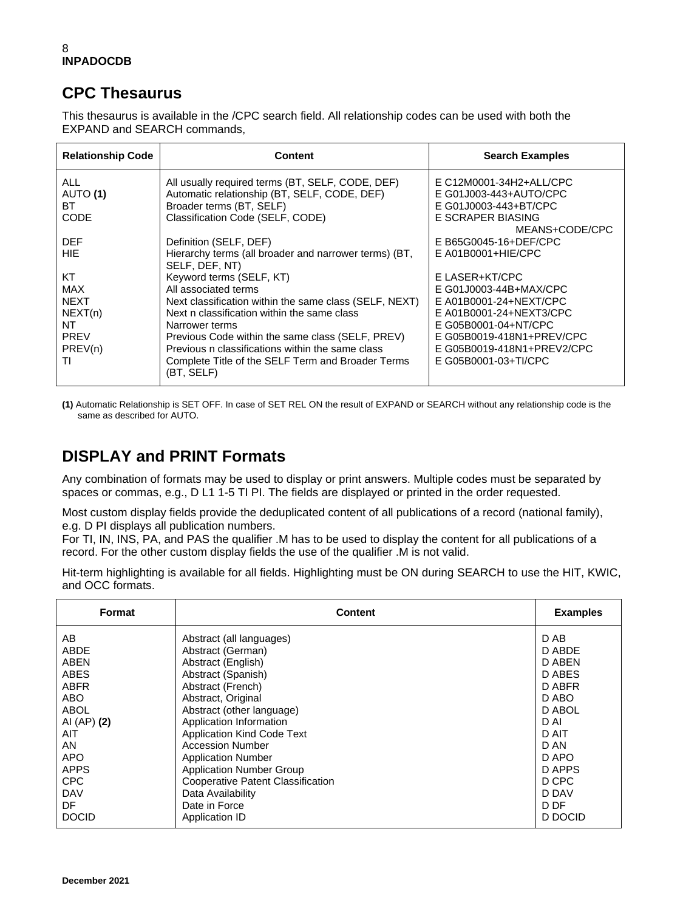## CPC Thesaurus

This thesaurus is available in the /CPC search field. All relationship codes can be used with both the EXPAND and SEARCH commands,

| Relationship Code | Content | Search Examples |
|---|---|---|
| ALL | All usually required terms (BT, SELF, CODE, DEF) | E C12M0001-34H2+ALL/CPC |
| AUTO **(1)** | Automatic relationship (BT, SELF, CODE, DEF) | E G01J003-443+AUTO/CPC |
| BT | Broader terms (BT, SELF) | E G01J0003-443+BT/CPC |
| CODE | Classification Code (SELF, CODE) | E SCRAPER BIASING MEANS+CODE/CPC |
| DEF | Definition (SELF, DEF) | E B65G0045-16+DEF/CPC |
| HIE | Hierarchy terms (all broader and narrower terms) (BT, SELF, DEF, NT) | E A01B0001+HIE/CPC |
| KT | Keyword terms (SELF, KT) | E LASER+KT/CPC |
| MAX | All associated terms | E G01J0003-44B+MAX/CPC |
| NEXT | Next classification within the same class (SELF, NEXT) | E A01B0001-24+NEXT/CPC |
| NEXT(n) | Next n classification within the same class | E A01B0001-24+NEXT3/CPC |
| NT | Narrower terms | E G05B0001-04+NT/CPC |
| PREV | Previous Code within the same class (SELF, PREV) | E G05B0019-418N1+PREV/CPC |
| PREV(n) | Previous n classifications within the same class | E G05B0019-418N1+PREV2/CPC |
| TI | Complete Title of the SELF Term and Broader Terms (BT, SELF) | E G05B0001-03+TI/CPC |

**(1)** Automatic Relationship is SET OFF. In case of SET REL ON the result of EXPAND or SEARCH without any relationship code is the same as described for AUTO.

## DISPLAY and PRINT Formats

Any combination of formats may be used to display or print answers. Multiple codes must be separated by spaces or commas, e.g., D L1 1-5 TI PI. The fields are displayed or printed in the order requested.

Most custom display fields provide the deduplicated content of all publications of a record (national family), e.g. D PI displays all publication numbers.
For TI, IN, INS, PA, and PAS the qualifier .M has to be used to display the content for all publications of a record. For the other custom display fields the use of the qualifier .M is not valid.

Hit-term highlighting is available for all fields. Highlighting must be ON during SEARCH to use the HIT, KWIC, and OCC formats.

| Format | Content | Examples |
|---|---|---|
| AB | Abstract (all languages) | D AB |
| ABDE | Abstract (German) | D ABDE |
| ABEN | Abstract (English) | D ABEN |
| ABES | Abstract (Spanish) | D ABES |
| ABFR | Abstract (French) | D ABFR |
| ABO | Abstract, Original | D ABO |
| ABOL | Abstract (other language) | D ABOL |
| AI (AP) **(2)** | Application Information | D AI |
| AIT | Application Kind Code Text | D AIT |
| AN | Accession Number | D AN |
| APO | Application Number | D APO |
| APPS | Application Number Group | D APPS |
| CPC | Cooperative Patent Classification | D CPC |
| DAV | Data Availability | D DAV |
| DF | Date in Force | D DF |
| DOCID | Application ID | D DOCID |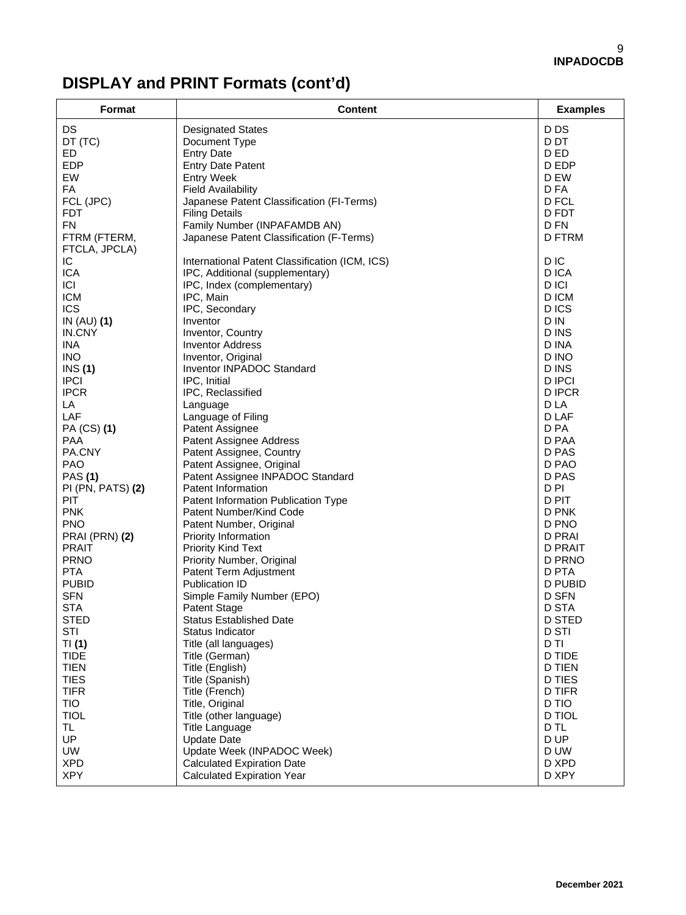# DISPLAY and PRINT Formats (cont'd)

| Format | Content | Examples |
|---|---|---|
| DS | Designated States | D DS |
| DT (TC) | Document Type | D DT |
| ED | Entry Date | D ED |
| EDP | Entry Date Patent | D EDP |
| EW | Entry Week | D EW |
| FA | Field Availability | D FA |
| FCL (JPC) | Japanese Patent Classification (FI-Terms) | D FCL |
| FDT | Filing Details | D FDT |
| FN | Family Number (INPAFAMDB AN) | D FN |
| FTRM (FTERM, FTCLA, JPCLA) | Japanese Patent Classification (F-Terms) | D FTRM |
| IC | International Patent Classification (ICM, ICS) | D IC |
| ICA | IPC, Additional (supplementary) | D ICA |
| ICI | IPC, Index (complementary) | D ICI |
| ICM | IPC, Main | D ICM |
| ICS | IPC, Secondary | D ICS |
| IN (AU) **(1)** | Inventor | D IN |
| IN.CNY | Inventor, Country | D INS |
| INA | Inventor Address | D INA |
| INO | Inventor, Original | D INO |
| INS **(1)** | Inventor INPADOC Standard | D INS |
| IPCI | IPC, Initial | D IPCI |
| IPCR | IPC, Reclassified | D IPCR |
| LA | Language | D LA |
| LAF | Language of Filing | D LAF |
| PA (CS) **(1)** | Patent Assignee | D PA |
| PAA | Patent Assignee Address | D PAA |
| PA.CNY | Patent Assignee, Country | D PAS |
| PAO | Patent Assignee, Original | D PAO |
| PAS **(1)** | Patent Assignee INPADOC Standard | D PAS |
| PI (PN, PATS) **(2)** | Patent Information | D PI |
| PIT | Patent Information Publication Type | D PIT |
| PNK | Patent Number/Kind Code | D PNK |
| PNO | Patent Number, Original | D PNO |
| PRAI (PRN) **(2)** | Priority Information | D PRAI |
| PRAIT | Priority Kind Text | D PRAIT |
| PRNO | Priority Number, Original | D PRNO |
| PTA | Patent Term Adjustment | D PTA |
| PUBID | Publication ID | D PUBID |
| SFN | Simple Family Number (EPO) | D SFN |
| STA | Patent Stage | D STA |
| STED | Status Established Date | D STED |
| STI | Status Indicator | D STI |
| TI **(1)** | Title (all languages) | D TI |
| TIDE | Title (German) | D TIDE |
| TIEN | Title (English) | D TIEN |
| TIES | Title (Spanish) | D TIES |
| TIFR | Title (French) | D TIFR |
| TIO | Title, Original | D TIO |
| TIOL | Title (other language) | D TIOL |
| TL | Title Language | D TL |
| UP | Update Date | D UP |
| UW | Update Week (INPADOC Week) | D UW |
| XPD | Calculated Expiration Date | D XPD |
| XPY | Calculated Expiration Year | D XPY |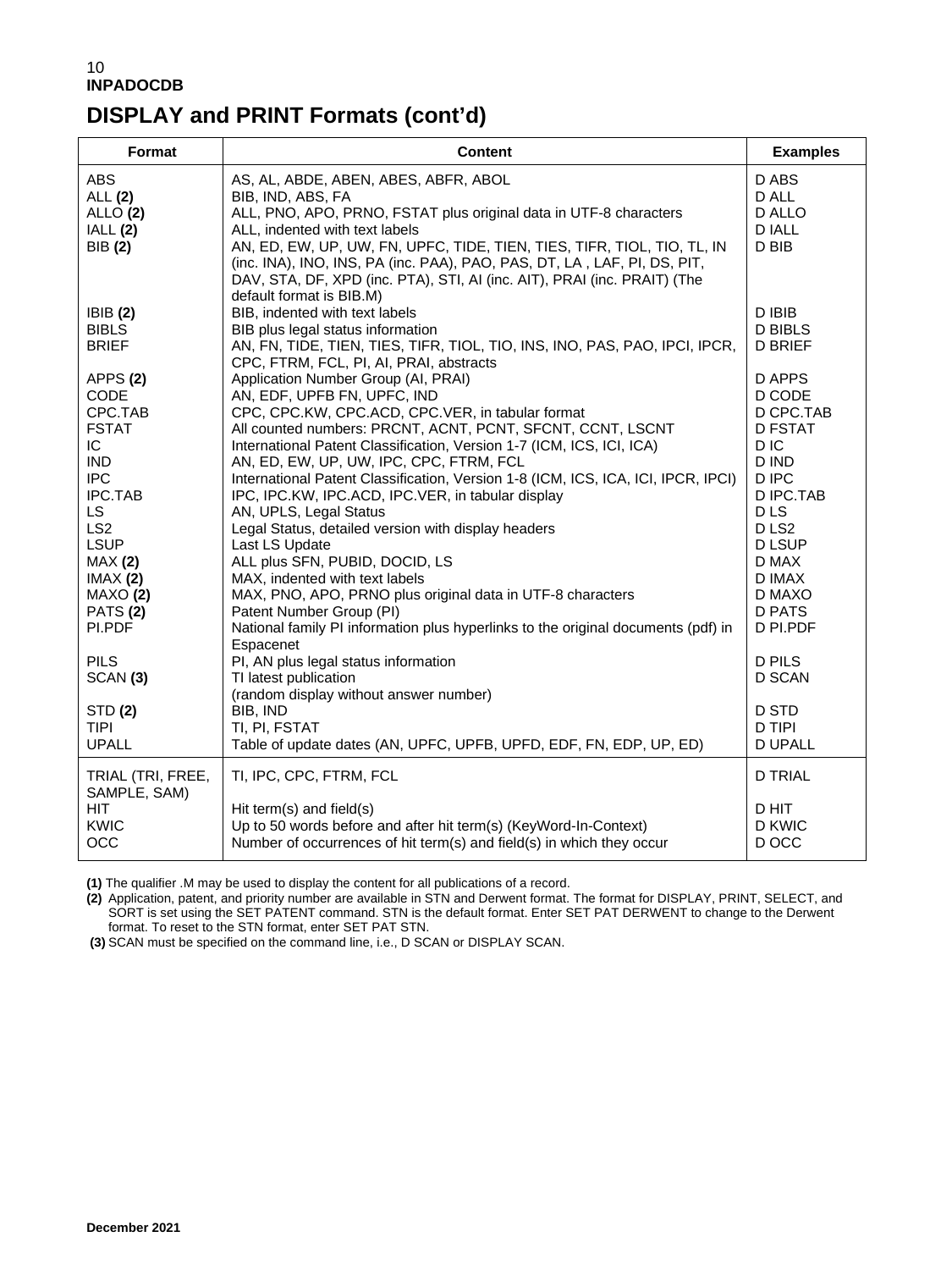## DISPLAY and PRINT Formats (cont'd)

| Format | Content | Examples |
|---|---|---|
| ABS | AS, AL, ABDE, ABEN, ABES, ABFR, ABOL | D ABS |
| ALL **(2)** | BIB, IND, ABS, FA | D ALL |
| ALLO **(2)** | ALL, PNO, APO, PRNO, FSTAT plus original data in UTF-8 characters | D ALLO |
| IALL **(2)** | ALL, indented with text labels | D IALL |
| BIB **(2)** | AN, ED, EW, UP, UW, FN, UPFC, TIDE, TIEN, TIES, TIFR, TIOL, TIO, TL, IN (inc. INA), INO, INS, PA (inc. PAA), PAO, PAS, DT, LA , LAF, PI, DS, PIT, DAV, STA, DF, XPD (inc. PTA), STI, AI (inc. AIT), PRAI (inc. PRAIT) (The default format is BIB.M) | D BIB |
| IBIB **(2)** | BIB, indented with text labels | D IBIB |
| BIBLS | BIB plus legal status information | D BIBLS |
| BRIEF | AN, FN, TIDE, TIEN, TIES, TIFR, TIOL, TIO, INS, INO, PAS, PAO, IPCI, IPCR, CPC, FTRM, FCL, PI, AI, PRAI, abstracts | D BRIEF |
| APPS **(2)** | Application Number Group (AI, PRAI) | D APPS |
| CODE | AN, EDF, UPFB FN, UPFC, IND | D CODE |
| CPC.TAB | CPC, CPC.KW, CPC.ACD, CPC.VER, in tabular format | D CPC.TAB |
| FSTAT | All counted numbers: PRCNT, ACNT, PCNT, SFCNT, CCNT, LSCNT | D FSTAT |
| IC | International Patent Classification, Version 1-7 (ICM, ICS, ICI, ICA) | D IC |
| IND | AN, ED, EW, UP, UW, IPC, CPC, FTRM, FCL | D IND |
| IPC | International Patent Classification, Version 1-8 (ICM, ICS, ICA, ICI, IPCR, IPCI) | D IPC |
| IPC.TAB | IPC, IPC.KW, IPC.ACD, IPC.VER, in tabular display | D IPC.TAB |
| LS | AN, UPLS, Legal Status | D LS |
| LS2 | Legal Status, detailed version with display headers | D LS2 |
| LSUP | Last LS Update | D LSUP |
| MAX **(2)** | ALL plus SFN, PUBID, DOCID, LS | D MAX |
| IMAX **(2)** | MAX, indented with text labels | D IMAX |
| MAXO **(2)** | MAX, PNO, APO, PRNO plus original data in UTF-8 characters | D MAXO |
| PATS **(2)** | Patent Number Group (PI) | D PATS |
| PI.PDF | National family PI information plus hyperlinks to the original documents (pdf) in Espacenet | D PI.PDF |
| PILS | PI, AN plus legal status information | D PILS |
| SCAN **(3)** | TI latest publication (random display without answer number) | D SCAN |
| STD **(2)** | BIB, IND | D STD |
| TIPI | TI, PI, FSTAT | D TIPI |
| UPALL | Table of update dates (AN, UPFC, UPFB, UPFD, EDF, FN, EDP, UP, ED) | D UPALL |
| TRIAL (TRI, FREE, SAMPLE, SAM) | TI, IPC, CPC, FTRM, FCL | D TRIAL |
| HIT | Hit term(s) and field(s) | D HIT |
| KWIC | Up to 50 words before and after hit term(s) (KeyWord-In-Context) | D KWIC |
| OCC | Number of occurrences of hit term(s) and field(s) in which they occur | D OCC |

**(1)** The qualifier .M may be used to display the content for all publications of a record.

**(2)** Application, patent, and priority number are available in STN and Derwent format. The format for DISPLAY, PRINT, SELECT, and SORT is set using the SET PATENT command. STN is the default format. Enter SET PAT DERWENT to change to the Derwent format. To reset to the STN format, enter SET PAT STN.

**(3)** SCAN must be specified on the command line, i.e., D SCAN or DISPLAY SCAN.

December 2021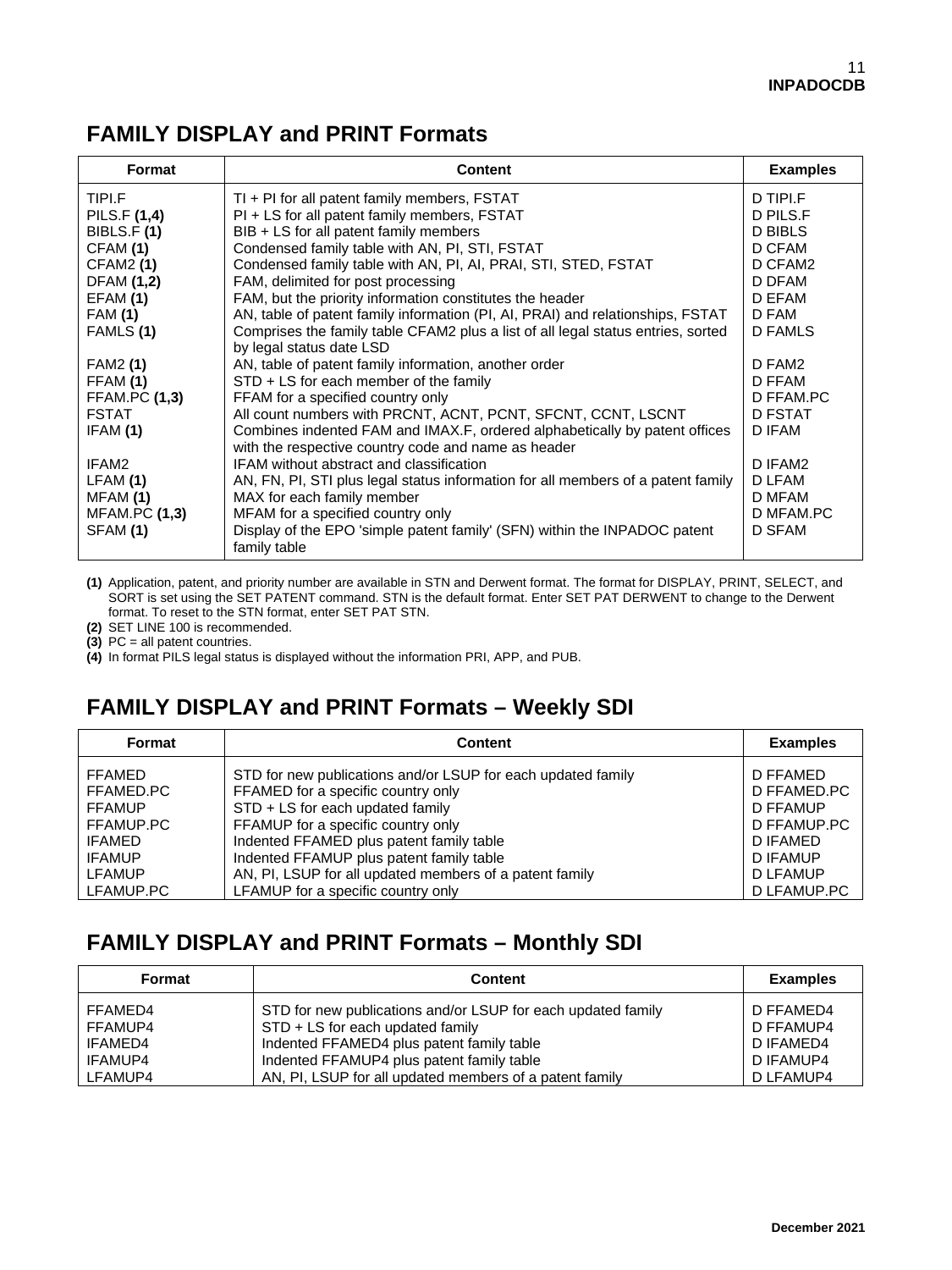## FAMILY DISPLAY and PRINT Formats

| Format | Content | Examples |
|---|---|---|
| TIPI.F | TI + PI for all patent family members, FSTAT | D TIPI.F |
| PILS.F **(1,4)** | PI + LS for all patent family members, FSTAT | D PILS.F |
| BIBLS.F **(1)** | BIB + LS for all patent family members | D BIBLS |
| CFAM **(1)** | Condensed family table with AN, PI, STI, FSTAT | D CFAM |
| CFAM2 **(1)** | Condensed family table with AN, PI, AI, PRAI, STI, STED, FSTAT | D CFAM2 |
| DFAM **(1,2)** | FAM, delimited for post processing | D DFAM |
| EFAM **(1)** | FAM, but the priority information constitutes the header | D EFAM |
| FAM **(1)** | AN, table of patent family information (PI, AI, PRAI) and relationships, FSTAT | D FAM |
| FAMLS **(1)** | Comprises the family table CFAM2 plus a list of all legal status entries, sorted by legal status date LSD | D FAMLS |
| FAM2 **(1)** | AN, table of patent family information, another order | D FAM2 |
| FFAM **(1)** | STD + LS for each member of the family | D FFAM |
| FFAM.PC **(1,3)** | FFAM for a specified country only | D FFAM.PC |
| FSTAT | All count numbers with PRCNT, ACNT, PCNT, SFCNT, CCNT, LSCNT | D FSTAT |
| IFAM **(1)** | Combines indented FAM and IMAX.F, ordered alphabetically by patent offices with the respective country code and name as header | D IFAM |
| IFAM2 | IFAM without abstract and classification | D IFAM2 |
| LFAM **(1)** | AN, FN, PI, STI plus legal status information for all members of a patent family | D LFAM |
| MFAM **(1)** | MAX for each family member | D MFAM |
| MFAM.PC **(1,3)** | MFAM for a specified country only | D MFAM.PC |
| SFAM **(1)** | Display of the EPO 'simple patent family' (SFN) within the INPADOC patent family table | D SFAM |

**(1)** Application, patent, and priority number are available in STN and Derwent format. The format for DISPLAY, PRINT, SELECT, and SORT is set using the SET PATENT command. STN is the default format. Enter SET PAT DERWENT to change to the Derwent format. To reset to the STN format, enter SET PAT STN.

**(2)** SET LINE 100 is recommended.

**(3)** PC = all patent countries.

**(4)** In format PILS legal status is displayed without the information PRI, APP, and PUB.

## FAMILY DISPLAY and PRINT Formats – Weekly SDI

| Format | Content | Examples |
|---|---|---|
| FFAMED | STD for new publications and/or LSUP for each updated family | D FFAMED |
| FFAMED.PC | FFAMED for a specific country only | D FFAMED.PC |
| FFAMUP | STD + LS for each updated family | D FFAMUP |
| FFAMUP.PC | FFAMUP for a specific country only | D FFAMUP.PC |
| IFAMED | Indented FFAMED plus patent family table | D IFAMED |
| IFAMUP | Indented FFAMUP plus patent family table | D IFAMUP |
| LFAMUP | AN, PI, LSUP for all updated members of a patent family | D LFAMUP |
| LFAMUP.PC | LFAMUP for a specific country only | D LFAMUP.PC |

## FAMILY DISPLAY and PRINT Formats – Monthly SDI

| Format | Content | Examples |
|---|---|---|
| FFAMED4 | STD for new publications and/or LSUP for each updated family | D FFAMED4 |
| FFAMUP4 | STD + LS for each updated family | D FFAMUP4 |
| IFAMED4 | Indented FFAMED4 plus patent family table | D IFAMED4 |
| IFAMUP4 | Indented FFAMUP4 plus patent family table | D IFAMUP4 |
| LFAMUP4 | AN, PI, LSUP for all updated members of a patent family | D LFAMUP4 |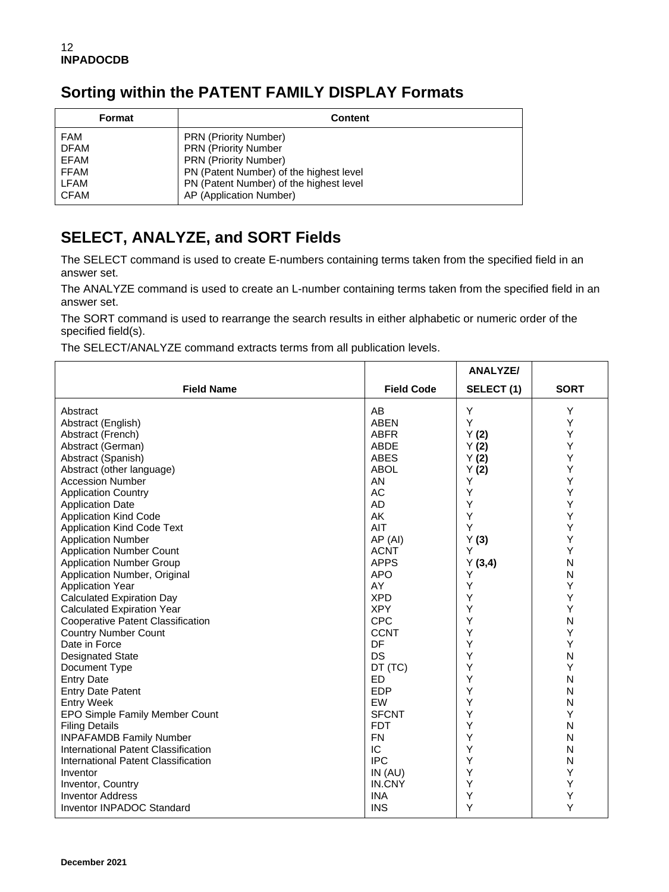## Sorting within the PATENT FAMILY DISPLAY Formats

| Format | Content |
|---|---|
| FAM | PRN (Priority Number) |
| DFAM | PRN (Priority Number |
| EFAM | PRN (Priority Number) |
| FFAM | PN (Patent Number) of the highest level |
| LFAM | PN (Patent Number) of the highest level |
| CFAM | AP (Application Number) |

## SELECT, ANALYZE, and SORT Fields

The SELECT command is used to create E-numbers containing terms taken from the specified field in an answer set.

The ANALYZE command is used to create an L-number containing terms taken from the specified field in an answer set.

The SORT command is used to rearrange the search results in either alphabetic or numeric order of the specified field(s).

The SELECT/ANALYZE command extracts terms from all publication levels.

| Field Name | Field Code | ANALYZE/ SELECT (1) | SORT |
|---|---|---|---|
| Abstract | AB | Y | Y |
| Abstract (English) | ABEN | Y | Y |
| Abstract (French) | ABFR | Y **(2)** | Y |
| Abstract (German) | ABDE | Y **(2)** | Y |
| Abstract (Spanish) | ABES | Y **(2)** | Y |
| Abstract (other language) | ABOL | Y **(2)** | Y |
| Accession Number | AN | Y | Y |
| Application Country | AC | Y | Y |
| Application Date | AD | Y | Y |
| Application Kind Code | AK | Y | Y |
| Application Kind Code Text | AIT | Y | Y |
| Application Number | AP (AI) | Y **(3)** | Y |
| Application Number Count | ACNT | Y | Y |
| Application Number Group | APPS | Y **(3,4)** | N |
| Application Number, Original | APO | Y | N |
| Application Year | AY | Y | Y |
| Calculated Expiration Day | XPD | Y | Y |
| Calculated Expiration Year | XPY | Y | Y |
| Cooperative Patent Classification | CPC | Y | N |
| Country Number Count | CCNT | Y | Y |
| Date in Force | DF | Y | Y |
| Designated State | DS | Y | N |
| Document Type | DT (TC) | Y | Y |
| Entry Date | ED | Y | N |
| Entry Date Patent | EDP | Y | N |
| Entry Week | EW | Y | N |
| EPO Simple Family Member Count | SFCNT | Y | Y |
| Filing Details | FDT | Y | N |
| INPAFAMDB Family Number | FN | Y | N |
| International Patent Classification | IC | Y | N |
| International Patent Classification | IPC | Y | N |
| Inventor | IN (AU) | Y | Y |
| Inventor, Country | IN.CNY | Y | Y |
| Inventor Address | INA | Y | Y |
| Inventor INPADOC Standard | INS | Y | Y |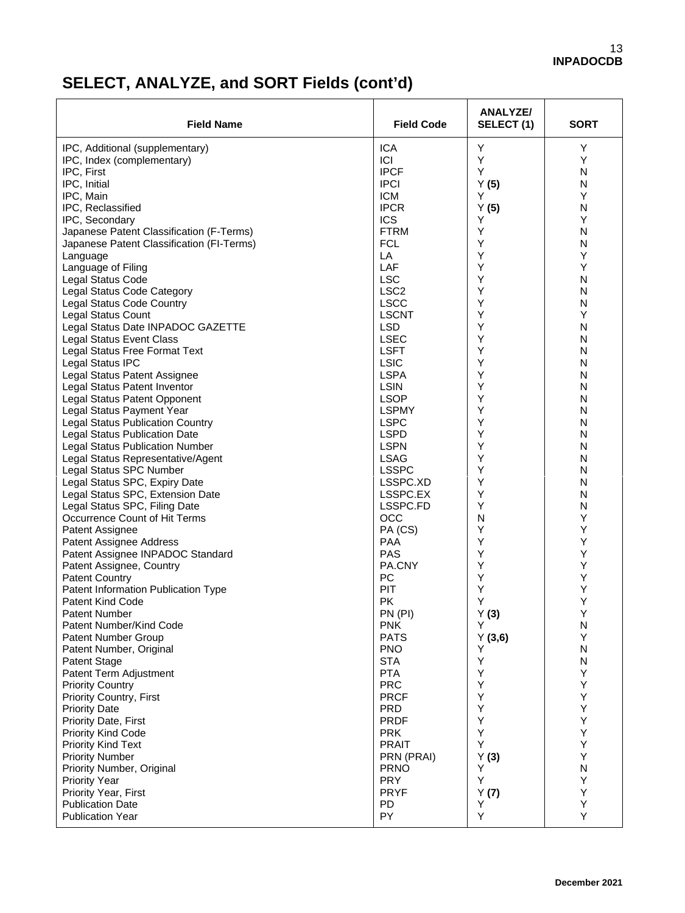## SELECT, ANALYZE, and SORT Fields (cont'd)

| Field Name | Field Code | ANALYZE/ SELECT (1) | SORT |
|---|---|---|---|
| IPC, Additional (supplementary) | ICA | Y | Y |
| IPC, Index (complementary) | ICI | Y | Y |
| IPC, First | IPCF | Y | N |
| IPC, Initial | IPCI | Y **(5)** | N |
| IPC, Main | ICM | Y | Y |
| IPC, Reclassified | IPCR | Y **(5)** | N |
| IPC, Secondary | ICS | Y | Y |
| Japanese Patent Classification (F-Terms) | FTRM | Y | N |
| Japanese Patent Classification (FI-Terms) | FCL | Y | N |
| Language | LA | Y | Y |
| Language of Filing | LAF | Y | Y |
| Legal Status Code | LSC | Y | N |
| Legal Status Code Category | LSC2 | Y | N |
| Legal Status Code Country | LSCC | Y | N |
| Legal Status Count | LSCNT | Y | Y |
| Legal Status Date INPADOC GAZETTE | LSD | Y | N |
| Legal Status Event Class | LSEC | Y | N |
| Legal Status Free Format Text | LSFT | Y | N |
| Legal Status IPC | LSIC | Y | N |
| Legal Status Patent Assignee | LSPA | Y | N |
| Legal Status Patent Inventor | LSIN | Y | N |
| Legal Status Patent Opponent | LSOP | Y | N |
| Legal Status Payment Year | LSPMY | Y | N |
| Legal Status Publication Country | LSPC | Y | N |
| Legal Status Publication Date | LSPD | Y | N |
| Legal Status Publication Number | LSPN | Y | N |
| Legal Status Representative/Agent | LSAG | Y | N |
| Legal Status SPC Number | LSSPC | Y | N |
| Legal Status SPC, Expiry Date | LSSPC.XD | Y | N |
| Legal Status SPC, Extension Date | LSSPC.EX | Y | N |
| Legal Status SPC, Filing Date | LSSPC.FD | Y | N |
| Occurrence Count of Hit Terms | OCC | N | Y |
| Patent Assignee | PA (CS) | Y | Y |
| Patent Assignee Address | PAA | Y | Y |
| Patent Assignee INPADOC Standard | PAS | Y | Y |
| Patent Assignee, Country | PA.CNY | Y | Y |
| Patent Country | PC | Y | Y |
| Patent Information Publication Type | PIT | Y | Y |
| Patent Kind Code | PK | Y | Y |
| Patent Number | PN (PI) | Y **(3)** | Y |
| Patent Number/Kind Code | PNK | Y | N |
| Patent Number Group | PATS | Y **(3,6)** | Y |
| Patent Number, Original | PNO | Y | N |
| Patent Stage | STA | Y | N |
| Patent Term Adjustment | PTA | Y | Y |
| Priority Country | PRC | Y | Y |
| Priority Country, First | PRCF | Y | Y |
| Priority Date | PRD | Y | Y |
| Priority Date, First | PRDF | Y | Y |
| Priority Kind Code | PRK | Y | Y |
| Priority Kind Text | PRAIT | Y | Y |
| Priority Number | PRN (PRAI) | Y **(3)** | Y |
| Priority Number, Original | PRNO | Y | N |
| Priority Year | PRY | Y | Y |
| Priority Year, First | PRYF | Y **(7)** | Y |
| Publication Date | PD | Y | Y |
| Publication Year | PY | Y | Y |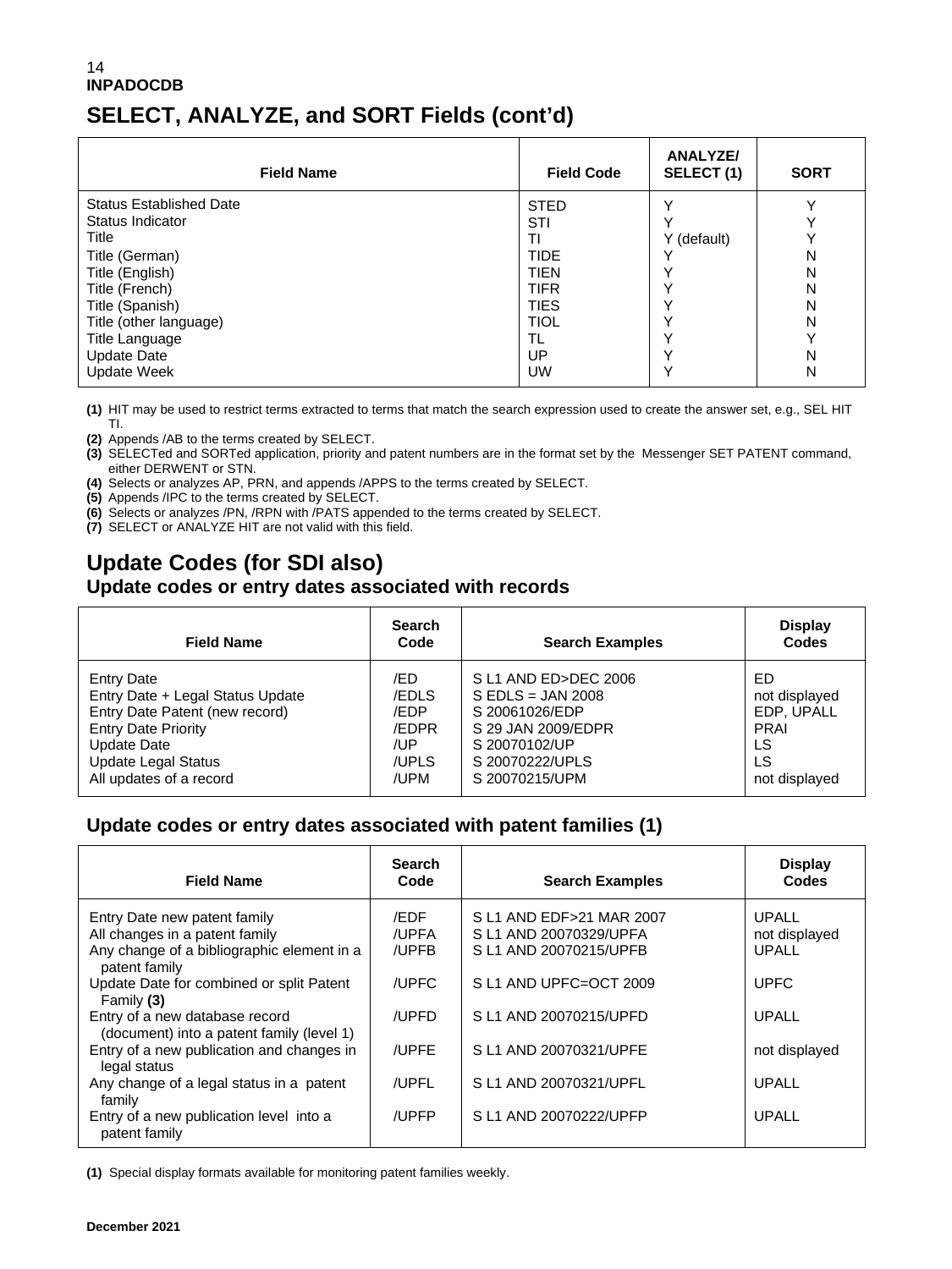# SELECT, ANALYZE, and SORT Fields (cont'd)

| Field Name | Field Code | ANALYZE/ SELECT (1) | SORT |
|---|---|---|---|
| Status Established Date | STED | Y | Y |
| Status Indicator | STI | Y | Y |
| Title | TI | Y (default) | Y |
| Title (German) | TIDE | Y | N |
| Title (English) | TIEN | Y | N |
| Title (French) | TIFR | Y | N |
| Title (Spanish) | TIES | Y | N |
| Title (other language) | TIOL | Y | N |
| Title Language | TL | Y | Y |
| Update Date | UP | Y | N |
| Update Week | UW | Y | N |

**(1)** HIT may be used to restrict terms extracted to terms that match the search expression used to create the answer set, e.g., SEL HIT TI.
**(2)** Appends /AB to the terms created by SELECT.
**(3)** SELECTed and SORTed application, priority and patent numbers are in the format set by the Messenger SET PATENT command, either DERWENT or STN.
**(4)** Selects or analyzes AP, PRN, and appends /APPS to the terms created by SELECT.
**(5)** Appends /IPC to the terms created by SELECT.
**(6)** Selects or analyzes /PN, /RPN with /PATS appended to the terms created by SELECT.
**(7)** SELECT or ANALYZE HIT are not valid with this field.

## Update Codes (for SDI also)

### Update codes or entry dates associated with records

| Field Name | Search Code | Search Examples | Display Codes |
|---|---|---|---|
| Entry Date | /ED | S L1 AND ED>DEC 2006 | ED |
| Entry Date + Legal Status Update | /EDLS | S EDLS = JAN 2008 | not displayed |
| Entry Date Patent (new record) | /EDP | S 20061026/EDP | EDP, UPALL |
| Entry Date Priority | /EDPR | S 29 JAN 2009/EDPR | PRAI |
| Update Date | /UP | S 20070102/UP | LS |
| Update Legal Status | /UPLS | S 20070222/UPLS | LS |
| All updates of a record | /UPM | S 20070215/UPM | not displayed |

### Update codes or entry dates associated with patent families (1)

| Field Name | Search Code | Search Examples | Display Codes |
|---|---|---|---|
| Entry Date new patent family | /EDF | S L1 AND EDF>21 MAR 2007 | UPALL |
| All changes in a patent family | /UPFA | S L1 AND 20070329/UPFA | not displayed |
| Any change of a bibliographic element in a patent family | /UPFB | S L1 AND 20070215/UPFB | UPALL |
| Update Date for combined or split Patent Family **(3)** | /UPFC | S L1 AND UPFC=OCT 2009 | UPFC |
| Entry of a new database record (document) into a patent family (level 1) | /UPFD | S L1 AND 20070215/UPFD | UPALL |
| Entry of a new publication and changes in legal status | /UPFE | S L1 AND 20070321/UPFE | not displayed |
| Any change of a legal status in a patent family | /UPFL | S L1 AND 20070321/UPFL | UPALL |
| Entry of a new publication level into a patent family | /UPFP | S L1 AND 20070222/UPFP | UPALL |

**(1)** Special display formats available for monitoring patent families weekly.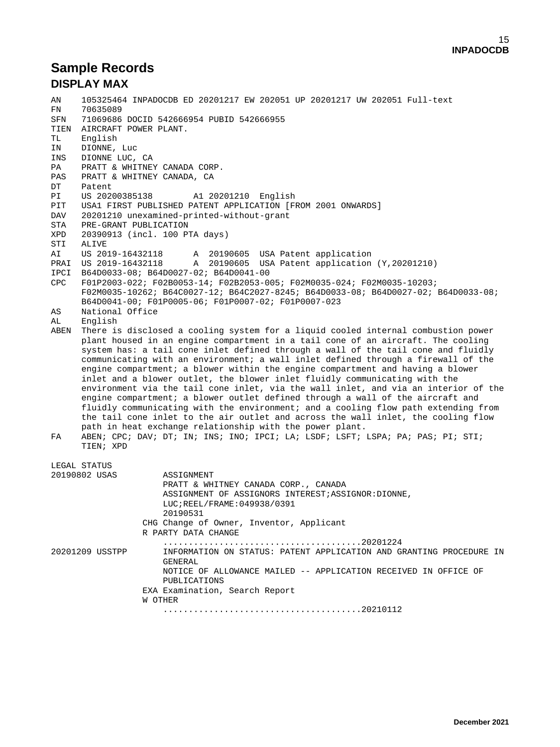# Sample Records

## DISPLAY MAX

```
AN     105325464 INPADOCDB ED 20201217 EW 202051 UP 20201217 UW 202051 Full-text
FN     70635089
SFN    71069686 DOCID 542666954 PUBID 542666955
TIEN   AIRCRAFT POWER PLANT.
TL     English
IN     DIONNE, Luc
INS    DIONNE LUC, CA
PA     PRATT & WHITNEY CANADA CORP.
PAS    PRATT & WHITNEY CANADA, CA
DT     Patent
PI     US 20200385138       A1 20201210  English
PIT    USA1 FIRST PUBLISHED PATENT APPLICATION [FROM 2001 ONWARDS]
DAV    20201210 unexamined-printed-without-grant
STA    PRE-GRANT PUBLICATION
XPD    20390913 (incl. 100 PTA days)
STI    ALIVE
AI     US 2019-16432118      A  20190605  USA Patent application
PRAI   US 2019-16432118      A  20190605  USA Patent application (Y,20201210)
IPCI   B64D0033-08; B64D0027-02; B64D0041-00
CPC    F01P2003-022; F02B0053-14; F02B2053-005; F02M0035-024; F02M0035-10203;
       F02M0035-10262; B64C0027-12; B64C2027-8245; B64D0033-08; B64D0027-02; B64D0033-08;
       B64D0041-00; F01P0005-06; F01P0007-02; F01P0007-023
AS     National Office
AL     English
ABEN   There is disclosed a cooling system for a liquid cooled internal combustion power
       plant housed in an engine compartment in a tail cone of an aircraft. The cooling
       system has: a tail cone inlet defined through a wall of the tail cone and fluidly
       communicating with an environment; a wall inlet defined through a firewall of the
       engine compartment; a blower within the engine compartment and having a blower
       inlet and a blower outlet, the blower inlet fluidly communicating with the
       environment via the tail cone inlet, via the wall inlet, and via an interior of the
       engine compartment; a blower outlet defined through a wall of the aircraft and
       fluidly communicating with the environment; and a cooling flow path extending from
       the tail cone inlet to the air outlet and across the wall inlet, the cooling flow
       path in heat exchange relationship with the power plant.
FA     ABEN; CPC; DAV; DT; IN; INS; INO; IPCI; LA; LSDF; LSFT; LSPA; PA; PAS; PI; STI;
       TIEN; XPD

LEGAL STATUS
20190802 USAS          ASSIGNMENT
                       PRATT & WHITNEY CANADA CORP., CANADA
                       ASSIGNMENT OF ASSIGNORS INTEREST;ASSIGNOR:DIONNE,
                       LUC;REEL/FRAME:049938/0391
                       20190531
                   CHG Change of Owner, Inventor, Applicant
                   R PARTY DATA CHANGE
                       ......................................20201224
20201209 USSTPP        INFORMATION ON STATUS: PATENT APPLICATION AND GRANTING PROCEDURE IN
                       GENERAL
                       NOTICE OF ALLOWANCE MAILED -- APPLICATION RECEIVED IN OFFICE OF
                       PUBLICATIONS
                   EXA Examination, Search Report
                   W OTHER
                       ......................................20210112
```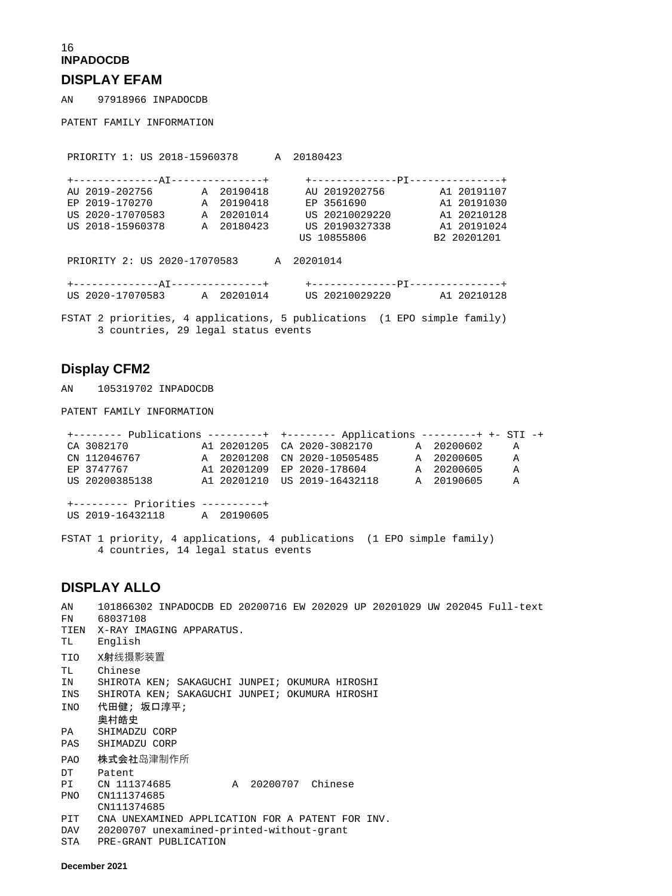INPADOCDB

## DISPLAY EFAM

```
AN    97918966 INPADOCDB

PATENT FAMILY INFORMATION


 PRIORITY 1: US 2018-15960378      A  20180423

 +--------------AI---------------+      +--------------PI---------------+
 AU 2019-202756       A  20190418      AU 2019202756        A1 20191107
 EP 2019-170270       A  20190418      EP 3561690           A1 20191030
 US 2020-17070583     A  20201014      US 20210029220       A1 20210128
 US 2018-15960378     A  20180423      US 20190327338       A1 20191024
                                      US 10855806          B2 20201201

 PRIORITY 2: US 2020-17070583      A  20201014

 +--------------AI---------------+      +--------------PI---------------+
 US 2020-17070583     A  20201014      US 20210029220       A1 20210128

FSTAT 2 priorities, 4 applications, 5 publications  (1 EPO simple family)
      3 countries, 29 legal status events
```

## Display CFM2

```
AN    105319702 INPADOCDB

PATENT FAMILY INFORMATION

 +-------- Publications ---------+  +-------- Applications ---------+ +- STI -+
 CA 3082170           A1 20201205  CA 2020-3082170       A  20200602     A
 CN 112046767         A  20201208  CN 2020-10505485      A  20200605     A
 EP 3747767           A1 20201209  EP 2020-178604        A  20200605     A
 US 20200385138       A1 20201210  US 2019-16432118      A  20190605     A

 +--------- Priorities ----------+
 US 2019-16432118     A  20190605

FSTAT 1 priority, 4 applications, 4 publications  (1 EPO simple family)
      4 countries, 14 legal status events
```

## DISPLAY ALLO

```
AN    101866302 INPADOCDB ED 20200716 EW 202029 UP 20201029 UW 202045 Full-text
FN    68037108
TIEN  X-RAY IMAGING APPARATUS.
TL    English
TIO   X射线摄影装置
TL    Chinese
IN    SHIROTA KEN; SAKAGUCHI JUNPEI; OKUMURA HIROSHI
INS   SHIROTA KEN; SAKAGUCHI JUNPEI; OKUMURA HIROSHI
INO   代田健; 坂口淳平;
      奥村皓史
PA    SHIMADZU CORP
PAS   SHIMADZU CORP
PAO   株式会社岛津制作所
DT    Patent
PI    CN 111374685          A  20200707  Chinese
PNO   CN111374685
      CN111374685
PIT   CNA UNEXAMINED APPLICATION FOR A PATENT FOR INV.
DAV   20200707 unexamined-printed-without-grant
STA   PRE-GRANT PUBLICATION
```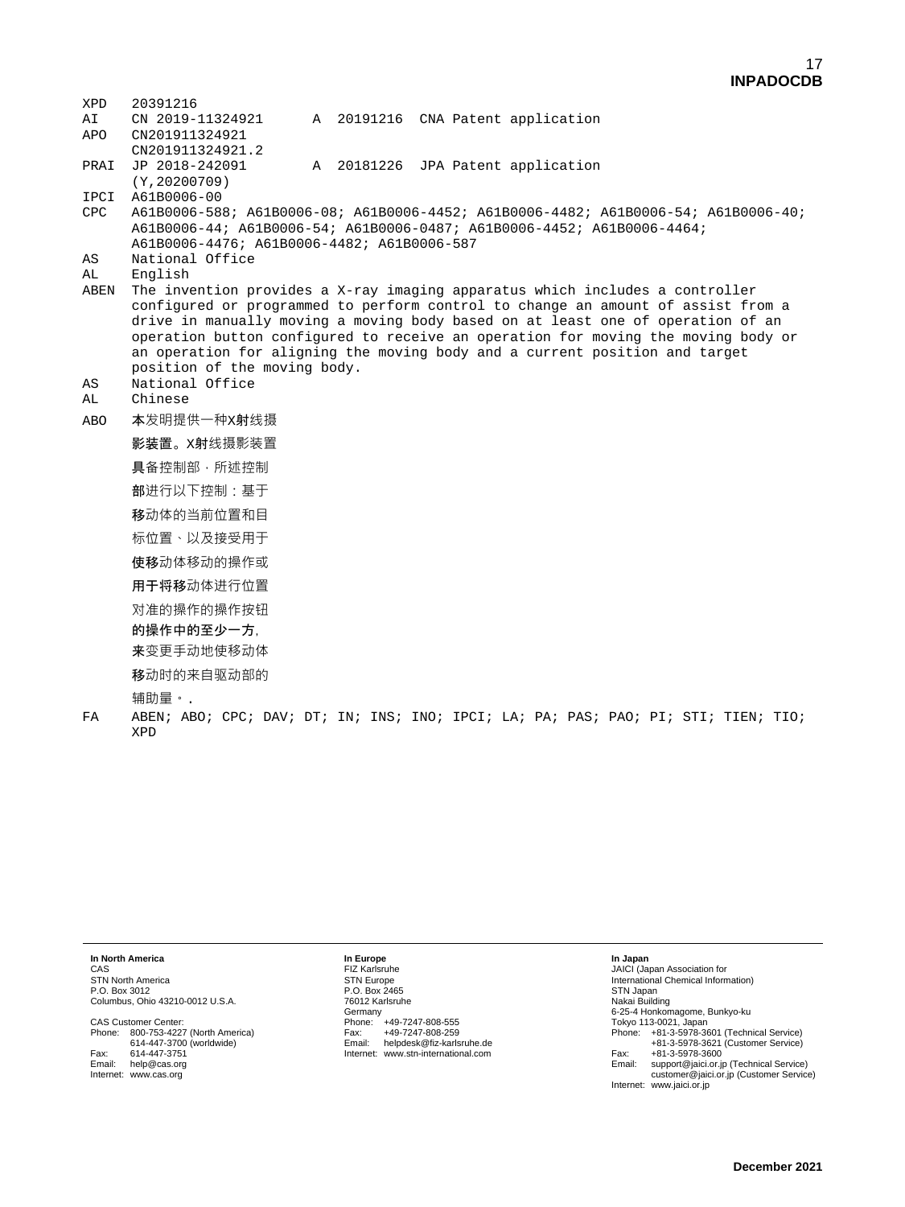XPD 20391216
AI CN 2019-11324921 A 20191216 CNA Patent application
APO CN201911324921
CN201911324921.2
PRAI JP 2018-242091 A 20181226 JPA Patent application
(Y,20200709)
IPCI A61B0006-00
CPC A61B0006-588; A61B0006-08; A61B0006-4452; A61B0006-4482; A61B0006-54; A61B0006-40; A61B0006-44; A61B0006-54; A61B0006-0487; A61B0006-4452; A61B0006-4464; A61B0006-4476; A61B0006-4482; A61B0006-587
AS National Office
AL English
ABEN The invention provides a X-ray imaging apparatus which includes a controller configured or programmed to perform control to change an amount of assist from a drive in manually moving a moving body based on at least one of operation of an operation button configured to receive an operation for moving the moving body or an operation for aligning the moving body and a current position and target position of the moving body.
AS National Office
AL Chinese
ABO 本发明提供一种X射线摄影装置。X射线摄影装置具备控制部，所述控制部进行以下控制：基于移动体的当前位置和目标位置、以及接受用于使移动体移动的操作或用于将移动体进行位置对准的操作的操作按钮的操作中的至少一方，来变更手动地使移动体移动时的来自驱动部的辅助量。.
FA ABEN; ABO; CPC; DAV; DT; IN; INS; INO; IPCI; LA; PA; PAS; PAO; PI; STI; TIEN; TIO; XPD

**In North America**
CAS
STN North America
P.O. Box 3012
Columbus, Ohio 43210-0012 U.S.A.

CAS Customer Center:
Phone: 800-753-4227 (North America)
614-447-3700 (worldwide)
Fax: 614-447-3751
Email: help@cas.org
Internet: www.cas.org

**In Europe**
FIZ Karlsruhe
STN Europe
P.O. Box 2465
76012 Karlsruhe
Germany
Phone: +49-7247-808-555
Fax: +49-7247-808-259
Email: helpdesk@fiz-karlsruhe.de
Internet: www.stn-international.com

**In Japan**
JAICI (Japan Association for International Chemical Information)
STN Japan
Nakai Building
6-25-4 Honkomagome, Bunkyo-ku
Tokyo 113-0021, Japan
Phone: +81-3-5978-3601 (Technical Service)
+81-3-5978-3621 (Customer Service)
Fax: +81-3-5978-3600
Email: support@jaici.or.jp (Technical Service)
customer@jaici.or.jp (Customer Service)
Internet: www.jaici.or.jp